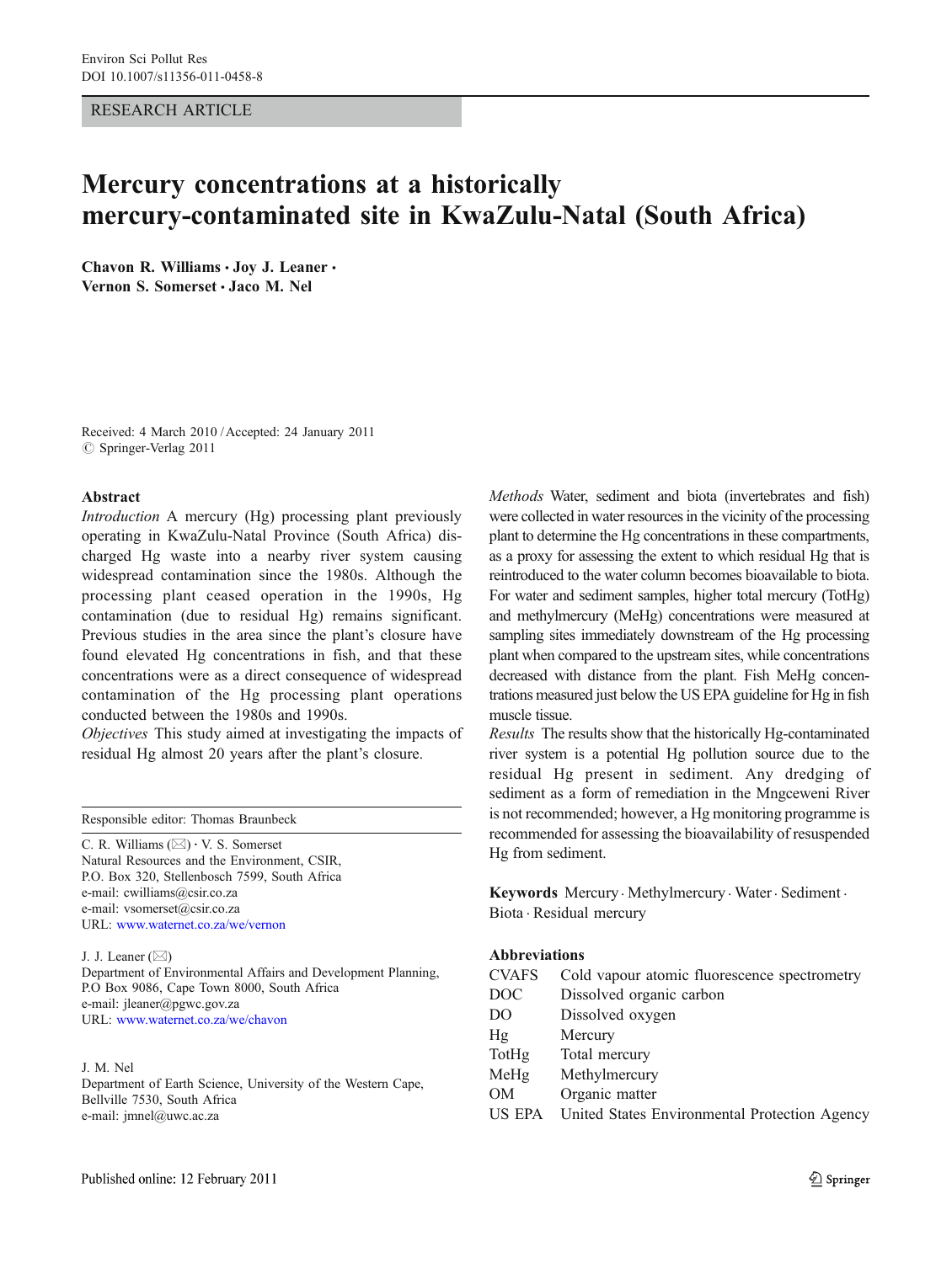RESEARCH ARTICLE

# Mercury concentrations at a historically mercury-contaminated site in KwaZulu-Natal (South Africa)

**Chavon R. Williams · Joy J. Leaner · Vernon S. Somerset · Jaco M. Nel**

Received: 4 March 2010 / Accepted: 24 January 2011
© Springer-Verlag 2011

## Abstract

*Introduction* A mercury (Hg) processing plant previously operating in KwaZulu-Natal Province (South Africa) discharged Hg waste into a nearby river system causing widespread contamination since the 1980s. Although the processing plant ceased operation in the 1990s, Hg contamination (due to residual Hg) remains significant. Previous studies in the area since the plant's closure have found elevated Hg concentrations in fish, and that these concentrations were as a direct consequence of widespread contamination of the Hg processing plant operations conducted between the 1980s and 1990s.

*Objectives* This study aimed at investigating the impacts of residual Hg almost 20 years after the plant's closure.

*Methods* Water, sediment and biota (invertebrates and fish) were collected in water resources in the vicinity of the processing plant to determine the Hg concentrations in these compartments, as a proxy for assessing the extent to which residual Hg that is reintroduced to the water column becomes bioavailable to biota. For water and sediment samples, higher total mercury (TotHg) and methylmercury (MeHg) concentrations were measured at sampling sites immediately downstream of the Hg processing plant when compared to the upstream sites, while concentrations decreased with distance from the plant. Fish MeHg concentrations measured just below the US EPA guideline for Hg in fish muscle tissue.

*Results* The results show that the historically Hg-contaminated river system is a potential Hg pollution source due to the residual Hg present in sediment. Any dredging of sediment as a form of remediation in the Mngceweni River is not recommended; however, a Hg monitoring programme is recommended for assessing the bioavailability of resuspended Hg from sediment.

**Keywords** Mercury · Methylmercury · Water · Sediment · Biota · Residual mercury

### Abbreviations

| | |
|---|---|
| CVAFS | Cold vapour atomic fluorescence spectrometry |
| DOC | Dissolved organic carbon |
| DO | Dissolved oxygen |
| Hg | Mercury |
| TotHg | Total mercury |
| MeHg | Methylmercury |
| OM | Organic matter |
| US EPA | United States Environmental Protection Agency |

Responsible editor: Thomas Braunbeck

C. R. Williams (✉) · V. S. Somerset
Natural Resources and the Environment, CSIR,
P.O. Box 320, Stellenbosch 7599, South Africa
e-mail: cwilliams@csir.co.za
e-mail: vsomerset@csir.co.za
URL: www.waternet.co.za/we/vernon

J. J. Leaner (✉)
Department of Environmental Affairs and Development Planning,
P.O Box 9086, Cape Town 8000, South Africa
e-mail: jleaner@pgwc.gov.za
URL: www.waternet.co.za/we/chavon

J. M. Nel
Department of Earth Science, University of the Western Cape,
Bellville 7530, South Africa
e-mail: jmnel@uwc.ac.za

Published online: 12 February 2011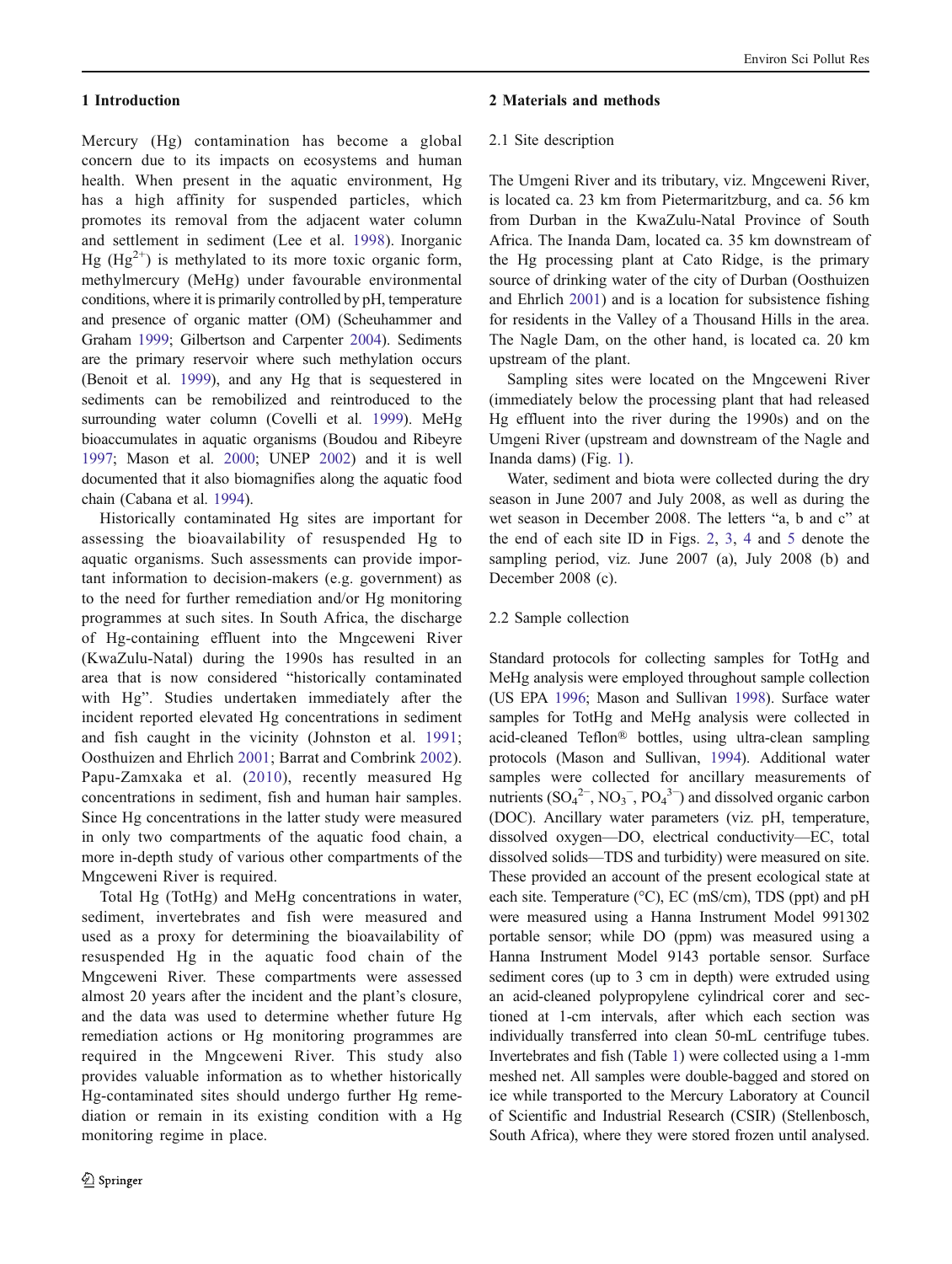## 1 Introduction

Mercury (Hg) contamination has become a global concern due to its impacts on ecosystems and human health. When present in the aquatic environment, Hg has a high affinity for suspended particles, which promotes its removal from the adjacent water column and settlement in sediment (Lee et al. 1998). Inorganic Hg ($Hg^{2+}$) is methylated to its more toxic organic form, methylmercury (MeHg) under favourable environmental conditions, where it is primarily controlled by pH, temperature and presence of organic matter (OM) (Scheuhammer and Graham 1999; Gilbertson and Carpenter 2004). Sediments are the primary reservoir where such methylation occurs (Benoit et al. 1999), and any Hg that is sequestered in sediments can be remobilized and reintroduced to the surrounding water column (Covelli et al. 1999). MeHg bioaccumulates in aquatic organisms (Boudou and Ribeyre 1997; Mason et al. 2000; UNEP 2002) and it is well documented that it also biomagnifies along the aquatic food chain (Cabana et al. 1994).

Historically contaminated Hg sites are important for assessing the bioavailability of resuspended Hg to aquatic organisms. Such assessments can provide important information to decision-makers (e.g. government) as to the need for further remediation and/or Hg monitoring programmes at such sites. In South Africa, the discharge of Hg-containing effluent into the Mngceweni River (KwaZulu-Natal) during the 1990s has resulted in an area that is now considered "historically contaminated with Hg". Studies undertaken immediately after the incident reported elevated Hg concentrations in sediment and fish caught in the vicinity (Johnston et al. 1991; Oosthuizen and Ehrlich 2001; Barrat and Combrink 2002). Papu-Zamxaka et al. (2010), recently measured Hg concentrations in sediment, fish and human hair samples. Since Hg concentrations in the latter study were measured in only two compartments of the aquatic food chain, a more in-depth study of various other compartments of the Mngceweni River is required.

Total Hg (TotHg) and MeHg concentrations in water, sediment, invertebrates and fish were measured and used as a proxy for determining the bioavailability of resuspended Hg in the aquatic food chain of the Mngceweni River. These compartments were assessed almost 20 years after the incident and the plant's closure, and the data was used to determine whether future Hg remediation actions or Hg monitoring programmes are required in the Mngceweni River. This study also provides valuable information as to whether historically Hg-contaminated sites should undergo further Hg remediation or remain in its existing condition with a Hg monitoring regime in place.

## 2 Materials and methods

### 2.1 Site description

The Umgeni River and its tributary, viz. Mngceweni River, is located ca. 23 km from Pietermaritzburg, and ca. 56 km from Durban in the KwaZulu-Natal Province of South Africa. The Inanda Dam, located ca. 35 km downstream of the Hg processing plant at Cato Ridge, is the primary source of drinking water of the city of Durban (Oosthuizen and Ehrlich 2001) and is a location for subsistence fishing for residents in the Valley of a Thousand Hills in the area. The Nagle Dam, on the other hand, is located ca. 20 km upstream of the plant.

Sampling sites were located on the Mngceweni River (immediately below the processing plant that had released Hg effluent into the river during the 1990s) and on the Umgeni River (upstream and downstream of the Nagle and Inanda dams) (Fig. 1).

Water, sediment and biota were collected during the dry season in June 2007 and July 2008, as well as during the wet season in December 2008. The letters "a, b and c" at the end of each site ID in Figs. 2, 3, 4 and 5 denote the sampling period, viz. June 2007 (a), July 2008 (b) and December 2008 (c).

### 2.2 Sample collection

Standard protocols for collecting samples for TotHg and MeHg analysis were employed throughout sample collection (US EPA 1996; Mason and Sullivan 1998). Surface water samples for TotHg and MeHg analysis were collected in acid-cleaned Teflon® bottles, using ultra-clean sampling protocols (Mason and Sullivan, 1994). Additional water samples were collected for ancillary measurements of nutrients ($SO_4^{2-}$, $NO_3^-$, $PO_4^{3-}$) and dissolved organic carbon (DOC). Ancillary water parameters (viz. pH, temperature, dissolved oxygen—DO, electrical conductivity—EC, total dissolved solids—TDS and turbidity) were measured on site. These provided an account of the present ecological state at each site. Temperature (°C), EC (mS/cm), TDS (ppt) and pH were measured using a Hanna Instrument Model 991302 portable sensor; while DO (ppm) was measured using a Hanna Instrument Model 9143 portable sensor. Surface sediment cores (up to 3 cm in depth) were extruded using an acid-cleaned polypropylene cylindrical corer and sectioned at 1-cm intervals, after which each section was individually transferred into clean 50-mL centrifuge tubes. Invertebrates and fish (Table 1) were collected using a 1-mm meshed net. All samples were double-bagged and stored on ice while transported to the Mercury Laboratory at Council of Scientific and Industrial Research (CSIR) (Stellenbosch, South Africa), where they were stored frozen until analysed.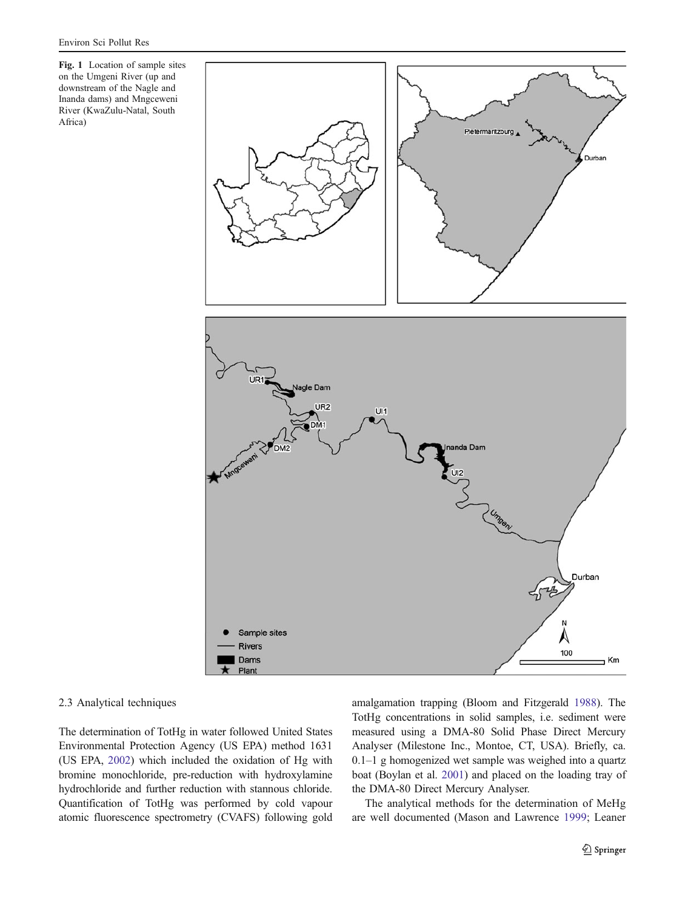**Fig. 1** Location of sample sites on the Umgeni River (up and downstream of the Nagle and Inanda dams) and Mngceweni River (KwaZulu-Natal, South Africa)

### 2.3 Analytical techniques

The determination of TotHg in water followed United States Environmental Protection Agency (US EPA) method 1631 (US EPA, 2002) which included the oxidation of Hg with bromine monochloride, pre-reduction with hydroxylamine hydrochloride and further reduction with stannous chloride. Quantification of TotHg was performed by cold vapour atomic fluorescence spectrometry (CVAFS) following gold amalgamation trapping (Bloom and Fitzgerald 1988). The TotHg concentrations in solid samples, i.e. sediment were measured using a DMA-80 Solid Phase Direct Mercury Analyser (Milestone Inc., Montoe, CT, USA). Briefly, ca. 0.1–1 g homogenized wet sample was weighed into a quartz boat (Boylan et al. 2001) and placed on the loading tray of the DMA-80 Direct Mercury Analyser.

The analytical methods for the determination of MeHg are well documented (Mason and Lawrence 1999; Leaner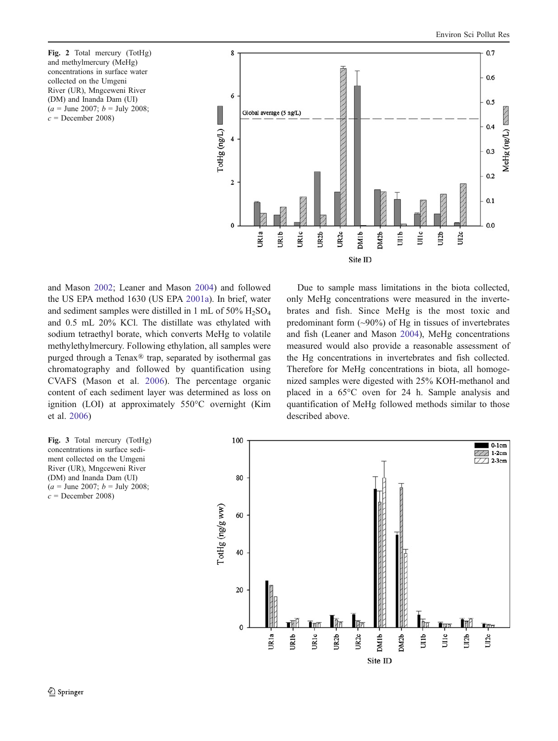Fig. 2 Total mercury (TotHg) and methylmercury (MeHg) concentrations in surface water collected on the Umgeni River (UR), Mngceweni River (DM) and Inanda Dam (UI) (*a* = June 2007; *b* = July 2008; *c* = December 2008)

and Mason 2002; Leaner and Mason 2004) and followed the US EPA method 1630 (US EPA 2001a). In brief, water and sediment samples were distilled in 1 mL of 50% $H_2SO_4$ and 0.5 mL 20% KCl. The distillate was ethylated with sodium tetraethyl borate, which converts MeHg to volatile methylethylmercury. Following ethylation, all samples were purged through a Tenax® trap, separated by isothermal gas chromatography and followed by quantification using CVAFS (Mason et al. 2006). The percentage organic content of each sediment layer was determined as loss on ignition (LOI) at approximately 550°C overnight (Kim et al. 2006)

Due to sample mass limitations in the biota collected, only MeHg concentrations were measured in the invertebrates and fish. Since MeHg is the most toxic and predominant form (~90%) of Hg in tissues of invertebrates and fish (Leaner and Mason 2004), MeHg concentrations measured would also provide a reasonable assessment of the Hg concentrations in invertebrates and fish collected. Therefore for MeHg concentrations in biota, all homogenized samples were digested with 25% KOH-methanol and placed in a 65°C oven for 24 h. Sample analysis and quantification of MeHg followed methods similar to those described above.

Fig. 3 Total mercury (TotHg) concentrations in surface sediment collected on the Umgeni River (UR), Mngceweni River (DM) and Inanda Dam (UI) (*a* = June 2007; *b* = July 2008; *c* = December 2008)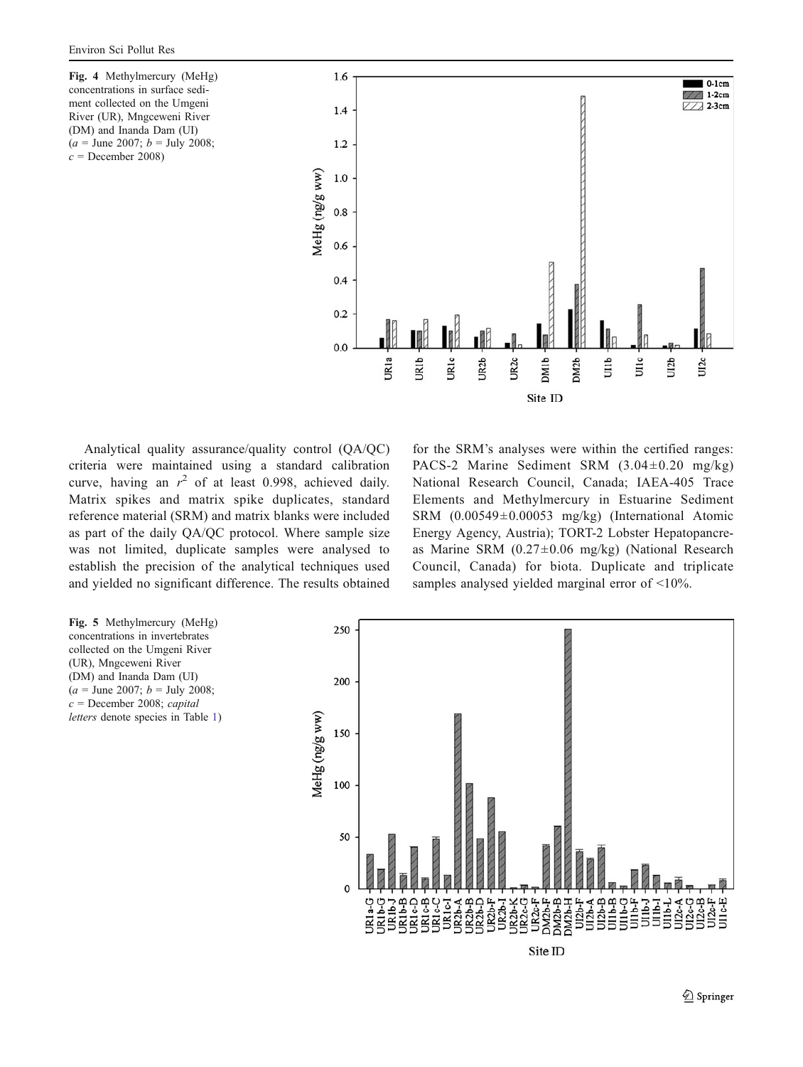Fig. 4 Methylmercury (MeHg) concentrations in surface sediment collected on the Umgeni River (UR), Mngceweni River (DM) and Inanda Dam (UI) (*a* = June 2007; *b* = July 2008; *c* = December 2008)

Analytical quality assurance/quality control (QA/QC) criteria were maintained using a standard calibration curve, having an $r^2$ of at least 0.998, achieved daily. Matrix spikes and matrix spike duplicates, standard reference material (SRM) and matrix blanks were included as part of the daily QA/QC protocol. Where sample size was not limited, duplicate samples were analysed to establish the precision of the analytical techniques used and yielded no significant difference. The results obtained for the SRM's analyses were within the certified ranges: PACS-2 Marine Sediment SRM (3.04±0.20 mg/kg) National Research Council, Canada; IAEA-405 Trace Elements and Methylmercury in Estuarine Sediment SRM (0.00549±0.00053 mg/kg) (International Atomic Energy Agency, Austria); TORT-2 Lobster Hepatopancreas Marine SRM (0.27±0.06 mg/kg) (National Research Council, Canada) for biota. Duplicate and triplicate samples analysed yielded marginal error of <10%.

Fig. 5 Methylmercury (MeHg) concentrations in invertebrates collected on the Umgeni River (UR), Mngceweni River (DM) and Inanda Dam (UI) (*a* = June 2007; *b* = July 2008; *c* = December 2008; *capital letters* denote species in Table 1)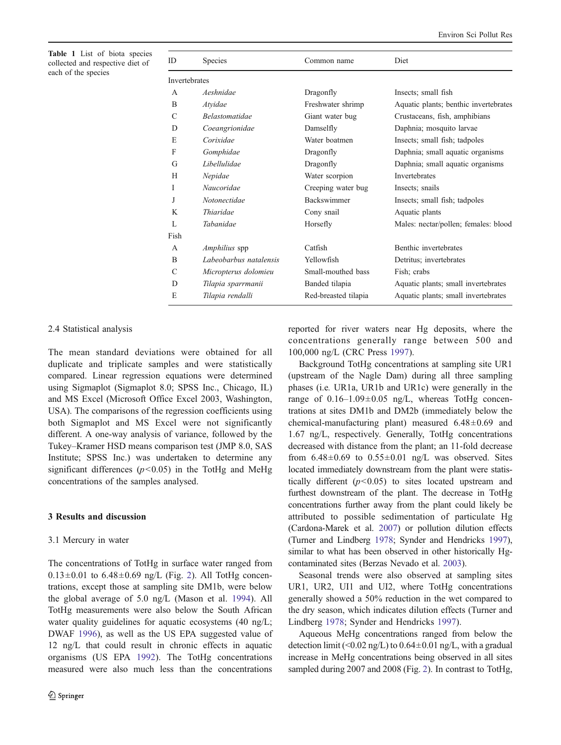**Table 1** List of biota species collected and respective diet of each of the species

| ID | Species | Common name | Diet |
|---|---|---|---|
| Invertebrates | | | |
| A | *Aeshnidae* | Dragonfly | Insects; small fish |
| B | *Atyidae* | Freshwater shrimp | Aquatic plants; benthic invertebrates |
| C | *Belastomatidae* | Giant water bug | Crustaceans, fish, amphibians |
| D | *Coeangrionidae* | Damselfly | Daphnia; mosquito larvae |
| E | *Corixidae* | Water boatmen | Insects; small fish; tadpoles |
| F | *Gomphidae* | Dragonfly | Daphnia; small aquatic organisms |
| G | *Libellulidae* | Dragonfly | Daphnia; small aquatic organisms |
| H | *Nepidae* | Water scorpion | Invertebrates |
| I | *Naucoridae* | Creeping water bug | Insects; snails |
| J | *Notonectidae* | Backswimmer | Insects; small fish; tadpoles |
| K | *Thiaridae* | Cony snail | Aquatic plants |
| L | *Tabanidae* | Horsefly | Males: nectar/pollen; females: blood |
| Fish | | | |
| A | *Amphilius* spp | Catfish | Benthic invertebrates |
| B | *Labeobarbus natalensis* | Yellowfish | Detritus; invertebrates |
| C | *Micropterus dolomieu* | Small-mouthed bass | Fish; crabs |
| D | *Tilapia sparrmanii* | Banded tilapia | Aquatic plants; small invertebrates |
| E | *Tilapia rendalli* | Red-breasted tilapia | Aquatic plants; small invertebrates |

### 2.4 Statistical analysis

The mean standard deviations were obtained for all duplicate and triplicate samples and were statistically compared. Linear regression equations were determined using Sigmaplot (Sigmaplot 8.0; SPSS Inc., Chicago, IL) and MS Excel (Microsoft Office Excel 2003, Washington, USA). The comparisons of the regression coefficients using both Sigmaplot and MS Excel were not significantly different. A one-way analysis of variance, followed by the Tukey–Kramer HSD means comparison test (JMP 8.0, SAS Institute; SPSS Inc.) was undertaken to determine any significant differences ($p<0.05$) in the TotHg and MeHg concentrations of the samples analysed.

## 3 Results and discussion

### 3.1 Mercury in water

The concentrations of TotHg in surface water ranged from $0.13\pm0.01$ to $6.48\pm0.69$ ng/L (Fig. 2). All TotHg concentrations, except those at sampling site DM1b, were below the global average of 5.0 ng/L (Mason et al. 1994). All TotHg measurements were also below the South African water quality guidelines for aquatic ecosystems (40 ng/L; DWAF 1996), as well as the US EPA suggested value of 12 ng/L that could result in chronic effects in aquatic organisms (US EPA 1992). The TotHg concentrations measured were also much less than the concentrations reported for river waters near Hg deposits, where the concentrations generally range between 500 and 100,000 ng/L (CRC Press 1997).

Background TotHg concentrations at sampling site UR1 (upstream of the Nagle Dam) during all three sampling phases (i.e. UR1a, UR1b and UR1c) were generally in the range of 0.16–$1.09\pm0.05$ ng/L, whereas TotHg concentrations at sites DM1b and DM2b (immediately below the chemical-manufacturing plant) measured $6.48\pm0.69$ and 1.67 ng/L, respectively. Generally, TotHg concentrations decreased with distance from the plant; an 11-fold decrease from $6.48\pm0.69$ to $0.55\pm0.01$ ng/L was observed. Sites located immediately downstream from the plant were statistically different ($p<0.05$) to sites located upstream and furthest downstream of the plant. The decrease in TotHg concentrations further away from the plant could likely be attributed to possible sedimentation of particulate Hg (Cardona-Marek et al. 2007) or pollution dilution effects (Turner and Lindberg 1978; Synder and Hendricks 1997), similar to what has been observed in other historically Hg-contaminated sites (Berzas Nevado et al. 2003).

Seasonal trends were also observed at sampling sites UR1, UR2, UI1 and UI2, where TotHg concentrations generally showed a 50% reduction in the wet compared to the dry season, which indicates dilution effects (Turner and Lindberg 1978; Synder and Hendricks 1997).

Aqueous MeHg concentrations ranged from below the detection limit (<0.02 ng/L) to $0.64\pm0.01$ ng/L, with a gradual increase in MeHg concentrations being observed in all sites sampled during 2007 and 2008 (Fig. 2). In contrast to TotHg,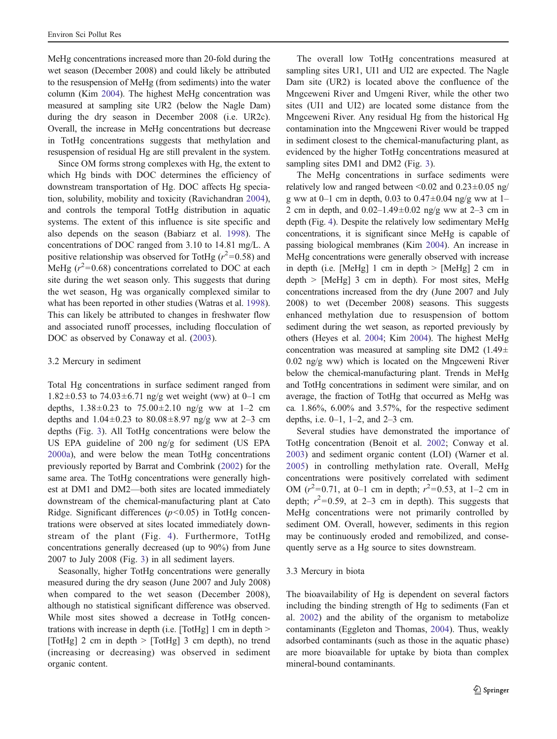MeHg concentrations increased more than 20-fold during the wet season (December 2008) and could likely be attributed to the resuspension of MeHg (from sediments) into the water column (Kim 2004). The highest MeHg concentration was measured at sampling site UR2 (below the Nagle Dam) during the dry season in December 2008 (i.e. UR2c). Overall, the increase in MeHg concentrations but decrease in TotHg concentrations suggests that methylation and resuspension of residual Hg are still prevalent in the system.

Since OM forms strong complexes with Hg, the extent to which Hg binds with DOC determines the efficiency of downstream transportation of Hg. DOC affects Hg speciation, solubility, mobility and toxicity (Ravichandran 2004), and controls the temporal TotHg distribution in aquatic systems. The extent of this influence is site specific and also depends on the season (Babiarz et al. 1998). The concentrations of DOC ranged from 3.10 to 14.81 mg/L. A positive relationship was observed for TotHg ($r^2$=0.58) and MeHg ($r^2$=0.68) concentrations correlated to DOC at each site during the wet season only. This suggests that during the wet season, Hg was organically complexed similar to what has been reported in other studies (Watras et al. 1998). This can likely be attributed to changes in freshwater flow and associated runoff processes, including flocculation of DOC as observed by Conaway et al. (2003).

### 3.2 Mercury in sediment

Total Hg concentrations in surface sediment ranged from 1.82±0.53 to 74.03±6.71 ng/g wet weight (ww) at 0–1 cm depths, 1.38±0.23 to 75.00±2.10 ng/g ww at 1–2 cm depths and 1.04±0.23 to 80.08±8.97 ng/g ww at 2–3 cm depths (Fig. 3). All TotHg concentrations were below the US EPA guideline of 200 ng/g for sediment (US EPA 2000a), and were below the mean TotHg concentrations previously reported by Barrat and Combrink (2002) for the same area. The TotHg concentrations were generally highest at DM1 and DM2—both sites are located immediately downstream of the chemical-manufacturing plant at Cato Ridge. Significant differences ($p<0.05$) in TotHg concentrations were observed at sites located immediately downstream of the plant (Fig. 4). Furthermore, TotHg concentrations generally decreased (up to 90%) from June 2007 to July 2008 (Fig. 3) in all sediment layers.

Seasonally, higher TotHg concentrations were generally measured during the dry season (June 2007 and July 2008) when compared to the wet season (December 2008), although no statistical significant difference was observed. While most sites showed a decrease in TotHg concentrations with increase in depth (i.e. [TotHg] 1 cm in depth > [TotHg] 2 cm in depth > [TotHg] 3 cm depth), no trend (increasing or decreasing) was observed in sediment organic content.

The overall low TotHg concentrations measured at sampling sites UR1, UI1 and UI2 are expected. The Nagle Dam site (UR2) is located above the confluence of the Mngceweni River and Umgeni River, while the other two sites (UI1 and UI2) are located some distance from the Mngceweni River. Any residual Hg from the historical Hg contamination into the Mngceweni River would be trapped in sediment closest to the chemical-manufacturing plant, as evidenced by the higher TotHg concentrations measured at sampling sites DM1 and DM2 (Fig. 3).

The MeHg concentrations in surface sediments were relatively low and ranged between <0.02 and 0.23±0.05 ng/g ww at 0–1 cm in depth, 0.03 to 0.47±0.04 ng/g ww at 1–2 cm in depth, and 0.02–1.49±0.02 ng/g ww at 2–3 cm in depth (Fig. 4). Despite the relatively low sedimentary MeHg concentrations, it is significant since MeHg is capable of passing biological membranes (Kim 2004). An increase in MeHg concentrations were generally observed with increase in depth (i.e. [MeHg] 1 cm in depth > [MeHg] 2 cm in depth > [MeHg] 3 cm in depth). For most sites, MeHg concentrations increased from the dry (June 2007 and July 2008) to wet (December 2008) seasons. This suggests enhanced methylation due to resuspension of bottom sediment during the wet season, as reported previously by others (Heyes et al. 2004; Kim 2004). The highest MeHg concentration was measured at sampling site DM2 (1.49± 0.02 ng/g ww) which is located on the Mngceweni River below the chemical-manufacturing plant. Trends in MeHg and TotHg concentrations in sediment were similar, and on average, the fraction of TotHg that occurred as MeHg was ca. 1.86%, 6.00% and 3.57%, for the respective sediment depths, i.e. 0–1, 1–2, and 2–3 cm.

Several studies have demonstrated the importance of TotHg concentration (Benoit et al. 2002; Conway et al. 2003) and sediment organic content (LOI) (Warner et al. 2005) in controlling methylation rate. Overall, MeHg concentrations were positively correlated with sediment OM ($r^2$=0.71, at 0–1 cm in depth; $r^2$=0.53, at 1–2 cm in depth; $r^2$=0.59, at 2–3 cm in depth). This suggests that MeHg concentrations were not primarily controlled by sediment OM. Overall, however, sediments in this region may be continuously eroded and remobilized, and consequently serve as a Hg source to sites downstream.

### 3.3 Mercury in biota

The bioavailability of Hg is dependent on several factors including the binding strength of Hg to sediments (Fan et al. 2002) and the ability of the organism to metabolize contaminants (Eggleton and Thomas, 2004). Thus, weakly adsorbed contaminants (such as those in the aquatic phase) are more bioavailable for uptake by biota than complex mineral-bound contaminants.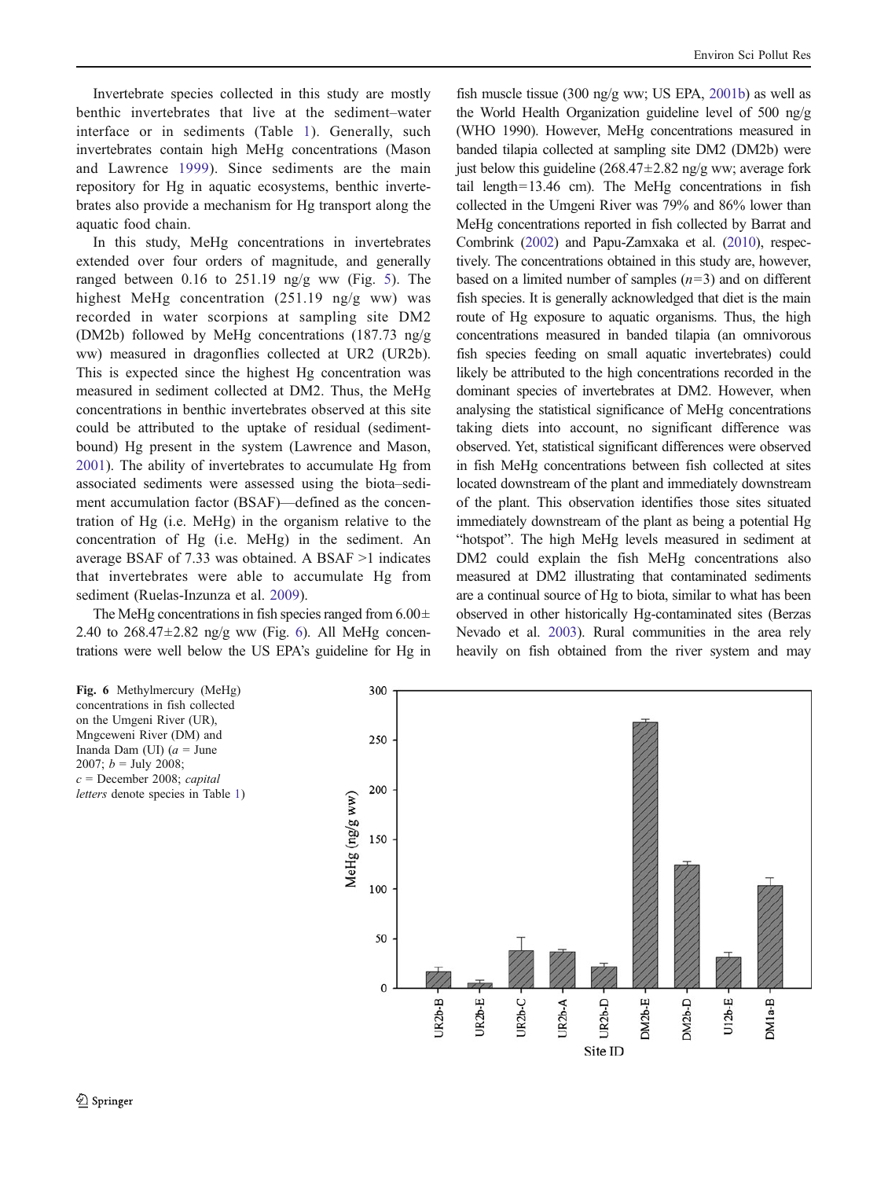Invertebrate species collected in this study are mostly benthic invertebrates that live at the sediment–water interface or in sediments (Table 1). Generally, such invertebrates contain high MeHg concentrations (Mason and Lawrence 1999). Since sediments are the main repository for Hg in aquatic ecosystems, benthic invertebrates also provide a mechanism for Hg transport along the aquatic food chain.

In this study, MeHg concentrations in invertebrates extended over four orders of magnitude, and generally ranged between 0.16 to 251.19 ng/g ww (Fig. 5). The highest MeHg concentration (251.19 ng/g ww) was recorded in water scorpions at sampling site DM2 (DM2b) followed by MeHg concentrations (187.73 ng/g ww) measured in dragonflies collected at UR2 (UR2b). This is expected since the highest Hg concentration was measured in sediment collected at DM2. Thus, the MeHg concentrations in benthic invertebrates observed at this site could be attributed to the uptake of residual (sediment-bound) Hg present in the system (Lawrence and Mason, 2001). The ability of invertebrates to accumulate Hg from associated sediments were assessed using the biota–sediment accumulation factor (BSAF)—defined as the concentration of Hg (i.e. MeHg) in the organism relative to the concentration of Hg (i.e. MeHg) in the sediment. An average BSAF of 7.33 was obtained. A BSAF >1 indicates that invertebrates were able to accumulate Hg from sediment (Ruelas-Inzunza et al. 2009).

The MeHg concentrations in fish species ranged from 6.00±2.40 to 268.47±2.82 ng/g ww (Fig. 6). All MeHg concentrations were well below the US EPA's guideline for Hg in fish muscle tissue (300 ng/g ww; US EPA, 2001b) as well as the World Health Organization guideline level of 500 ng/g (WHO 1990). However, MeHg concentrations measured in banded tilapia collected at sampling site DM2 (DM2b) were just below this guideline (268.47±2.82 ng/g ww; average fork tail length=13.46 cm). The MeHg concentrations in fish collected in the Umgeni River was 79% and 86% lower than MeHg concentrations reported in fish collected by Barrat and Combrink (2002) and Papu-Zamxaka et al. (2010), respectively. The concentrations obtained in this study are, however, based on a limited number of samples ($n$=3) and on different fish species. It is generally acknowledged that diet is the main route of Hg exposure to aquatic organisms. Thus, the high concentrations measured in banded tilapia (an omnivorous fish species feeding on small aquatic invertebrates) could likely be attributed to the high concentrations recorded in the dominant species of invertebrates at DM2. However, when analysing the statistical significance of MeHg concentrations taking diets into account, no significant difference was observed. Yet, statistical significant differences were observed in fish MeHg concentrations between fish collected at sites located downstream of the plant and immediately downstream of the plant. This observation identifies those sites situated immediately downstream of the plant as being a potential Hg "hotspot". The high MeHg levels measured in sediment at DM2 could explain the fish MeHg concentrations also measured at DM2 illustrating that contaminated sediments are a continual source of Hg to biota, similar to what has been observed in other historically Hg-contaminated sites (Berzas Nevado et al. 2003). Rural communities in the area rely heavily on fish obtained from the river system and may

**Fig. 6** Methylmercury (MeHg) concentrations in fish collected on the Umgeni River (UR), Mngceweni River (DM) and Inanda Dam (UI) (*a* = June 2007; *b* = July 2008; *c* = December 2008; *capital letters* denote species in Table 1)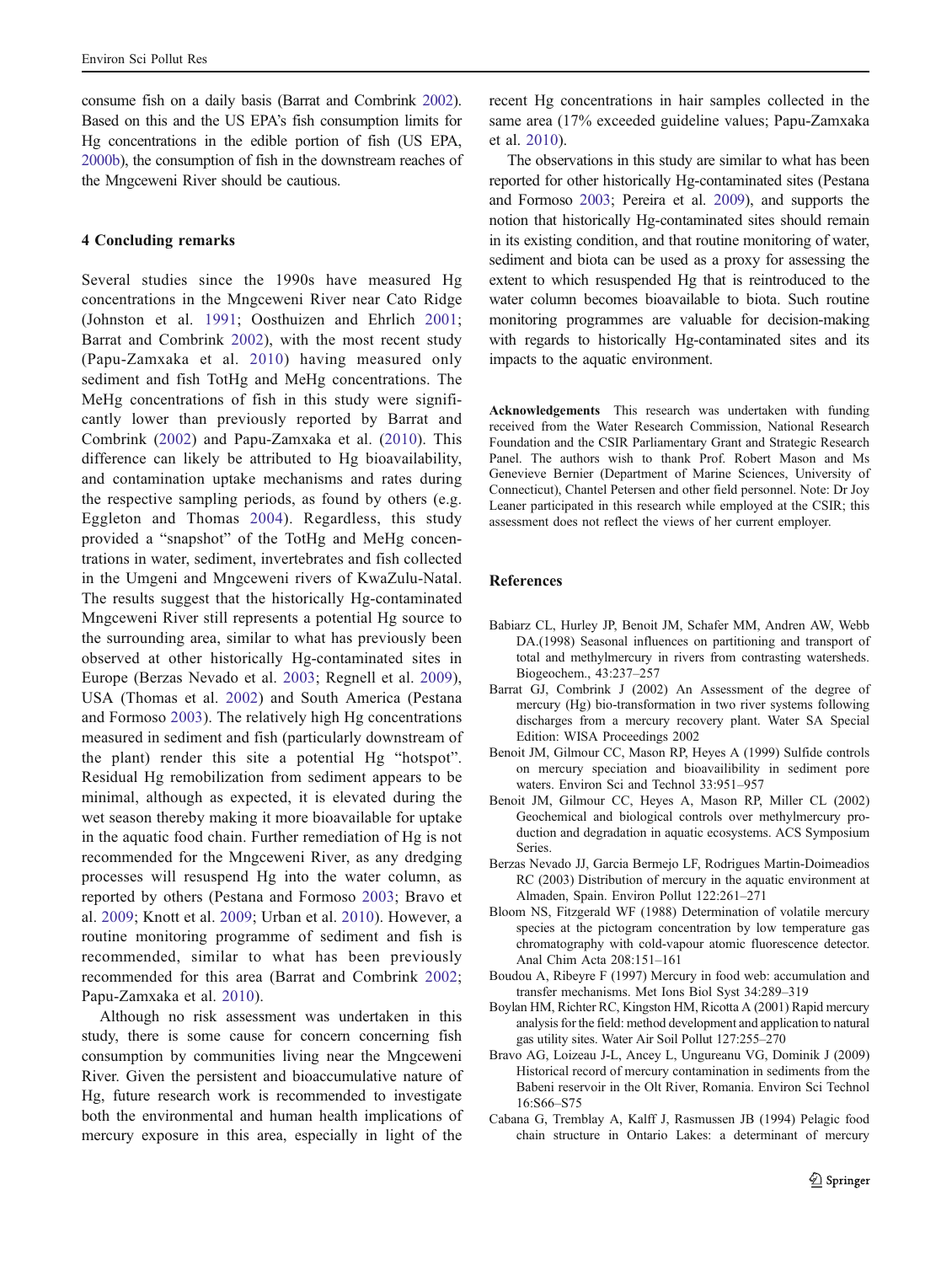consume fish on a daily basis (Barrat and Combrink 2002). Based on this and the US EPA's fish consumption limits for Hg concentrations in the edible portion of fish (US EPA, 2000b), the consumption of fish in the downstream reaches of the Mngceweni River should be cautious.

## 4 Concluding remarks

Several studies since the 1990s have measured Hg concentrations in the Mngceweni River near Cato Ridge (Johnston et al. 1991; Oosthuizen and Ehrlich 2001; Barrat and Combrink 2002), with the most recent study (Papu-Zamxaka et al. 2010) having measured only sediment and fish TotHg and MeHg concentrations. The MeHg concentrations of fish in this study were significantly lower than previously reported by Barrat and Combrink (2002) and Papu-Zamxaka et al. (2010). This difference can likely be attributed to Hg bioavailability, and contamination uptake mechanisms and rates during the respective sampling periods, as found by others (e.g. Eggleton and Thomas 2004). Regardless, this study provided a "snapshot" of the TotHg and MeHg concentrations in water, sediment, invertebrates and fish collected in the Umgeni and Mngceweni rivers of KwaZulu-Natal. The results suggest that the historically Hg-contaminated Mngceweni River still represents a potential Hg source to the surrounding area, similar to what has previously been observed at other historically Hg-contaminated sites in Europe (Berzas Nevado et al. 2003; Regnell et al. 2009), USA (Thomas et al. 2002) and South America (Pestana and Formoso 2003). The relatively high Hg concentrations measured in sediment and fish (particularly downstream of the plant) render this site a potential Hg "hotspot". Residual Hg remobilization from sediment appears to be minimal, although as expected, it is elevated during the wet season thereby making it more bioavailable for uptake in the aquatic food chain. Further remediation of Hg is not recommended for the Mngceweni River, as any dredging processes will resuspend Hg into the water column, as reported by others (Pestana and Formoso 2003; Bravo et al. 2009; Knott et al. 2009; Urban et al. 2010). However, a routine monitoring programme of sediment and fish is recommended, similar to what has been previously recommended for this area (Barrat and Combrink 2002; Papu-Zamxaka et al. 2010).

Although no risk assessment was undertaken in this study, there is some cause for concern concerning fish consumption by communities living near the Mngceweni River. Given the persistent and bioaccumulative nature of Hg, future research work is recommended to investigate both the environmental and human health implications of mercury exposure in this area, especially in light of the recent Hg concentrations in hair samples collected in the same area (17% exceeded guideline values; Papu-Zamxaka et al. 2010).

The observations in this study are similar to what has been reported for other historically Hg-contaminated sites (Pestana and Formoso 2003; Pereira et al. 2009), and supports the notion that historically Hg-contaminated sites should remain in its existing condition, and that routine monitoring of water, sediment and biota can be used as a proxy for assessing the extent to which resuspended Hg that is reintroduced to the water column becomes bioavailable to biota. Such routine monitoring programmes are valuable for decision-making with regards to historically Hg-contaminated sites and its impacts to the aquatic environment.

**Acknowledgements** This research was undertaken with funding received from the Water Research Commission, National Research Foundation and the CSIR Parliamentary Grant and Strategic Research Panel. The authors wish to thank Prof. Robert Mason and Ms Genevieve Bernier (Department of Marine Sciences, University of Connecticut), Chantel Petersen and other field personnel. Note: Dr Joy Leaner participated in this research while employed at the CSIR; this assessment does not reflect the views of her current employer.

## References

Babiarz CL, Hurley JP, Benoit JM, Schafer MM, Andren AW, Webb DA.(1998) Seasonal influences on partitioning and transport of total and methylmercury in rivers from contrasting watersheds. Biogeochem., 43:237–257

Barrat GJ, Combrink J (2002) An Assessment of the degree of mercury (Hg) bio-transformation in two river systems following discharges from a mercury recovery plant. Water SA Special Edition: WISA Proceedings 2002

Benoit JM, Gilmour CC, Mason RP, Heyes A (1999) Sulfide controls on mercury speciation and bioavailibility in sediment pore waters. Environ Sci and Technol 33:951–957

Benoit JM, Gilmour CC, Heyes A, Mason RP, Miller CL (2002) Geochemical and biological controls over methylmercury production and degradation in aquatic ecosystems. ACS Symposium Series.

Berzas Nevado JJ, Garcia Bermejo LF, Rodrigues Martin-Doimeadios RC (2003) Distribution of mercury in the aquatic environment at Almaden, Spain. Environ Pollut 122:261–271

Bloom NS, Fitzgerald WF (1988) Determination of volatile mercury species at the pictogram concentration by low temperature gas chromatography with cold-vapour atomic fluorescence detector. Anal Chim Acta 208:151–161

Boudou A, Ribeyre F (1997) Mercury in food web: accumulation and transfer mechanisms. Met Ions Biol Syst 34:289–319

Boylan HM, Richter RC, Kingston HM, Ricotta A (2001) Rapid mercury analysis for the field: method development and application to natural gas utility sites. Water Air Soil Pollut 127:255–270

Bravo AG, Loizeau J-L, Ancey L, Ungureanu VG, Dominik J (2009) Historical record of mercury contamination in sediments from the Babeni reservoir in the Olt River, Romania. Environ Sci Technol 16:S66–S75

Cabana G, Tremblay A, Kalff J, Rasmussen JB (1994) Pelagic food chain structure in Ontario Lakes: a determinant of mercury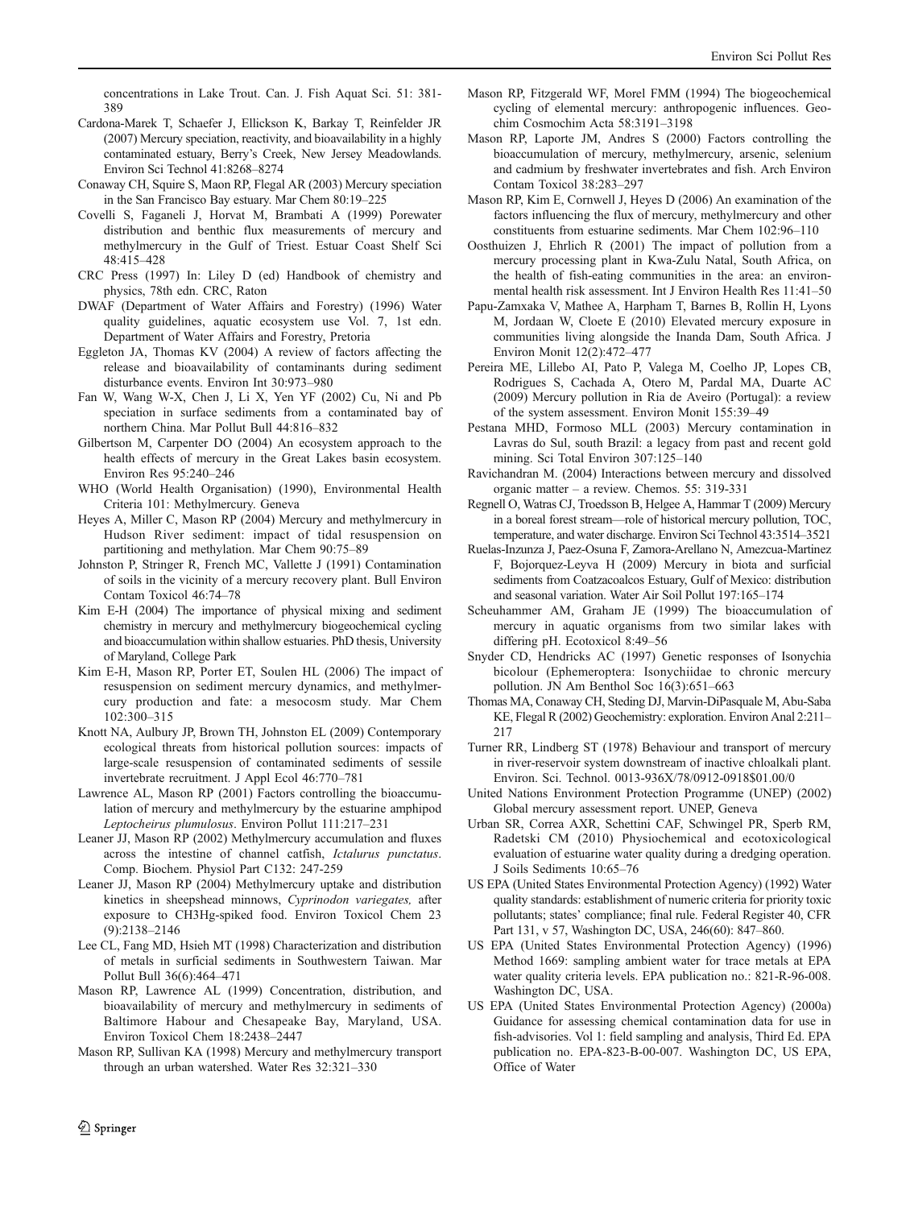concentrations in Lake Trout. Can. J. Fish Aquat Sci. 51: 381-389

Cardona-Marek T, Schaefer J, Ellickson K, Barkay T, Reinfelder JR (2007) Mercury speciation, reactivity, and bioavailability in a highly contaminated estuary, Berry's Creek, New Jersey Meadowlands. Environ Sci Technol 41:8268–8274

Conaway CH, Squire S, Maon RP, Flegal AR (2003) Mercury speciation in the San Francisco Bay estuary. Mar Chem 80:19–225

Covelli S, Faganeli J, Horvat M, Brambati A (1999) Porewater distribution and benthic flux measurements of mercury and methylmercury in the Gulf of Triest. Estuar Coast Shelf Sci 48:415–428

CRC Press (1997) In: Liley D (ed) Handbook of chemistry and physics, 78th edn. CRC, Raton

DWAF (Department of Water Affairs and Forestry) (1996) Water quality guidelines, aquatic ecosystem use Vol. 7, 1st edn. Department of Water Affairs and Forestry, Pretoria

Eggleton JA, Thomas KV (2004) A review of factors affecting the release and bioavailability of contaminants during sediment disturbance events. Environ Int 30:973–980

Fan W, Wang W-X, Chen J, Li X, Yen YF (2002) Cu, Ni and Pb speciation in surface sediments from a contaminated bay of northern China. Mar Pollut Bull 44:816–832

Gilbertson M, Carpenter DO (2004) An ecosystem approach to the health effects of mercury in the Great Lakes basin ecosystem. Environ Res 95:240–246

WHO (World Health Organisation) (1990), Environmental Health Criteria 101: Methylmercury. Geneva

Heyes A, Miller C, Mason RP (2004) Mercury and methylmercury in Hudson River sediment: impact of tidal resuspension on partitioning and methylation. Mar Chem 90:75–89

Johnston P, Stringer R, French MC, Vallette J (1991) Contamination of soils in the vicinity of a mercury recovery plant. Bull Environ Contam Toxicol 46:74–78

Kim E-H (2004) The importance of physical mixing and sediment chemistry in mercury and methylmercury biogeochemical cycling and bioaccumulation within shallow estuaries. PhD thesis, University of Maryland, College Park

Kim E-H, Mason RP, Porter ET, Soulen HL (2006) The impact of resuspension on sediment mercury dynamics, and methylmercury production and fate: a mesocosm study. Mar Chem 102:300–315

Knott NA, Aulbury JP, Brown TH, Johnston EL (2009) Contemporary ecological threats from historical pollution sources: impacts of large-scale resuspension of contaminated sediments of sessile invertebrate recruitment. J Appl Ecol 46:770–781

Lawrence AL, Mason RP (2001) Factors controlling the bioaccumulation of mercury and methylmercury by the estuarine amphipod *Leptocheirus plumulosus*. Environ Pollut 111:217–231

Leaner JJ, Mason RP (2002) Methylmercury accumulation and fluxes across the intestine of channel catfish, *Ictalurus punctatus*. Comp. Biochem. Physiol Part C132: 247-259

Leaner JJ, Mason RP (2004) Methylmercury uptake and distribution kinetics in sheepshead minnows, *Cyprinodon variegates,* after exposure to CH3Hg-spiked food. Environ Toxicol Chem 23 (9):2138–2146

Lee CL, Fang MD, Hsieh MT (1998) Characterization and distribution of metals in surficial sediments in Southwestern Taiwan. Mar Pollut Bull 36(6):464–471

Mason RP, Lawrence AL (1999) Concentration, distribution, and bioavailability of mercury and methylmercury in sediments of Baltimore Habour and Chesapeake Bay, Maryland, USA. Environ Toxicol Chem 18:2438–2447

Mason RP, Sullivan KA (1998) Mercury and methylmercury transport through an urban watershed. Water Res 32:321–330

Mason RP, Fitzgerald WF, Morel FMM (1994) The biogeochemical cycling of elemental mercury: anthropogenic influences. Geochim Cosmochim Acta 58:3191–3198

Mason RP, Laporte JM, Andres S (2000) Factors controlling the bioaccumulation of mercury, methylmercury, arsenic, selenium and cadmium by freshwater invertebrates and fish. Arch Environ Contam Toxicol 38:283–297

Mason RP, Kim E, Cornwell J, Heyes D (2006) An examination of the factors influencing the flux of mercury, methylmercury and other constituents from estuarine sediments. Mar Chem 102:96–110

Oosthuizen J, Ehrlich R (2001) The impact of pollution from a mercury processing plant in Kwa-Zulu Natal, South Africa, on the health of fish-eating communities in the area: an environmental health risk assessment. Int J Environ Health Res 11:41–50

Papu-Zamxaka V, Mathee A, Harpham T, Barnes B, Rollin H, Lyons M, Jordaan W, Cloete E (2010) Elevated mercury exposure in communities living alongside the Inanda Dam, South Africa. J Environ Monit 12(2):472–477

Pereira ME, Lillebo AI, Pato P, Valega M, Coelho JP, Lopes CB, Rodrigues S, Cachada A, Otero M, Pardal MA, Duarte AC (2009) Mercury pollution in Ria de Aveiro (Portugal): a review of the system assessment. Environ Monit 155:39–49

Pestana MHD, Formoso MLL (2003) Mercury contamination in Lavras do Sul, south Brazil: a legacy from past and recent gold mining. Sci Total Environ 307:125–140

Ravichandran M. (2004) Interactions between mercury and dissolved organic matter – a review. Chemos. 55: 319-331

Regnell O, Watras CJ, Troedsson B, Helgee A, Hammar T (2009) Mercury in a boreal forest stream—role of historical mercury pollution, TOC, temperature, and water discharge. Environ Sci Technol 43:3514–3521

Ruelas-Inzunza J, Paez-Osuna F, Zamora-Arellano N, Amezcua-Martinez F, Bojorquez-Leyva H (2009) Mercury in biota and surficial sediments from Coatzacoalcos Estuary, Gulf of Mexico: distribution and seasonal variation. Water Air Soil Pollut 197:165–174

Scheuhammer AM, Graham JE (1999) The bioaccumulation of mercury in aquatic organisms from two similar lakes with differing pH. Ecotoxicol 8:49–56

Snyder CD, Hendricks AC (1997) Genetic responses of Isonychia bicolour (Ephemeroptera: Isonychiidae to chronic mercury pollution. JN Am Benthol Soc 16(3):651–663

Thomas MA, Conaway CH, Steding DJ, Marvin-DiPasquale M, Abu-Saba KE, Flegal R (2002) Geochemistry: exploration. Environ Anal 2:211–217

Turner RR, Lindberg ST (1978) Behaviour and transport of mercury in river-reservoir system downstream of inactive chloalkali plant. Environ. Sci. Technol. 0013-936X/78/0912-0918$01.00/0

United Nations Environment Protection Programme (UNEP) (2002) Global mercury assessment report. UNEP, Geneva

Urban SR, Correa AXR, Schettini CAF, Schwingel PR, Sperb RM, Radetski CM (2010) Physiochemical and ecotoxicological evaluation of estuarine water quality during a dredging operation. J Soils Sediments 10:65–76

US EPA (United States Environmental Protection Agency) (1992) Water quality standards: establishment of numeric criteria for priority toxic pollutants; states' compliance; final rule. Federal Register 40, CFR Part 131, v 57, Washington DC, USA, 246(60): 847–860.

US EPA (United States Environmental Protection Agency) (1996) Method 1669: sampling ambient water for trace metals at EPA water quality criteria levels. EPA publication no.: 821-R-96-008. Washington DC, USA.

US EPA (United States Environmental Protection Agency) (2000a) Guidance for assessing chemical contamination data for use in fish-advisories. Vol 1: field sampling and analysis, Third Ed. EPA publication no. EPA-823-B-00-007. Washington DC, US EPA, Office of Water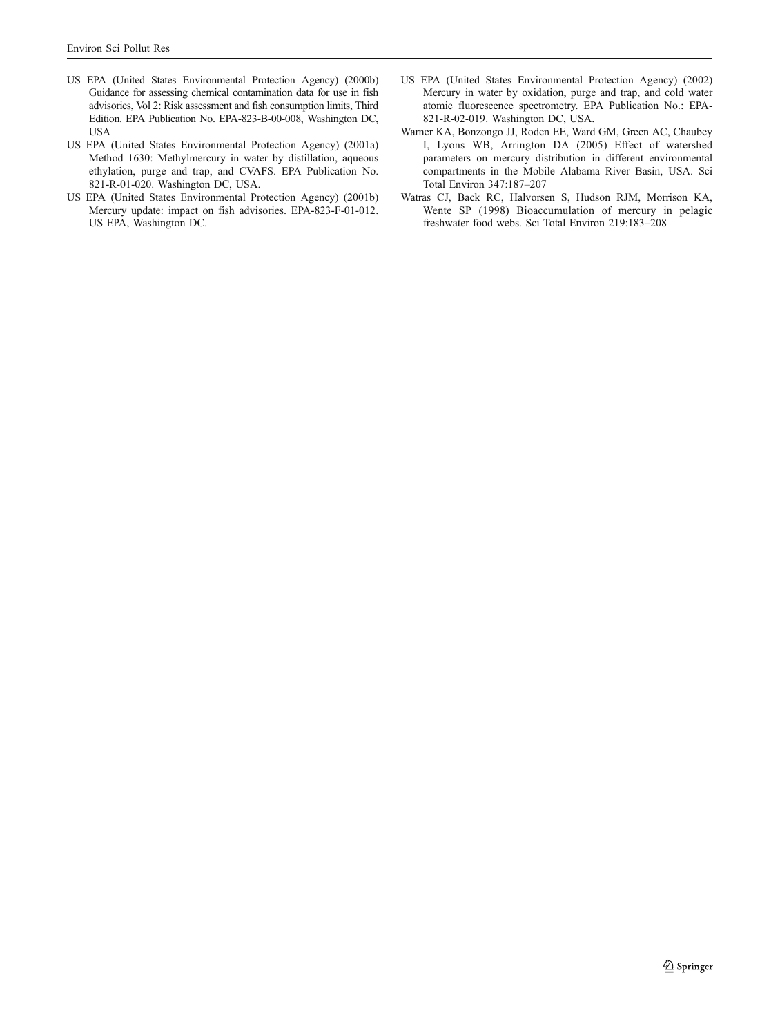US EPA (United States Environmental Protection Agency) (2000b) Guidance for assessing chemical contamination data for use in fish advisories, Vol 2: Risk assessment and fish consumption limits, Third Edition. EPA Publication No. EPA-823-B-00-008, Washington DC, USA

US EPA (United States Environmental Protection Agency) (2001a) Method 1630: Methylmercury in water by distillation, aqueous ethylation, purge and trap, and CVAFS. EPA Publication No. 821-R-01-020. Washington DC, USA.

US EPA (United States Environmental Protection Agency) (2001b) Mercury update: impact on fish advisories. EPA-823-F-01-012. US EPA, Washington DC.

US EPA (United States Environmental Protection Agency) (2002) Mercury in water by oxidation, purge and trap, and cold water atomic fluorescence spectrometry. EPA Publication No.: EPA-821-R-02-019. Washington DC, USA.

Warner KA, Bonzongo JJ, Roden EE, Ward GM, Green AC, Chaubey I, Lyons WB, Arrington DA (2005) Effect of watershed parameters on mercury distribution in different environmental compartments in the Mobile Alabama River Basin, USA. Sci Total Environ 347:187–207

Watras CJ, Back RC, Halvorsen S, Hudson RJM, Morrison KA, Wente SP (1998) Bioaccumulation of mercury in pelagic freshwater food webs. Sci Total Environ 219:183–208